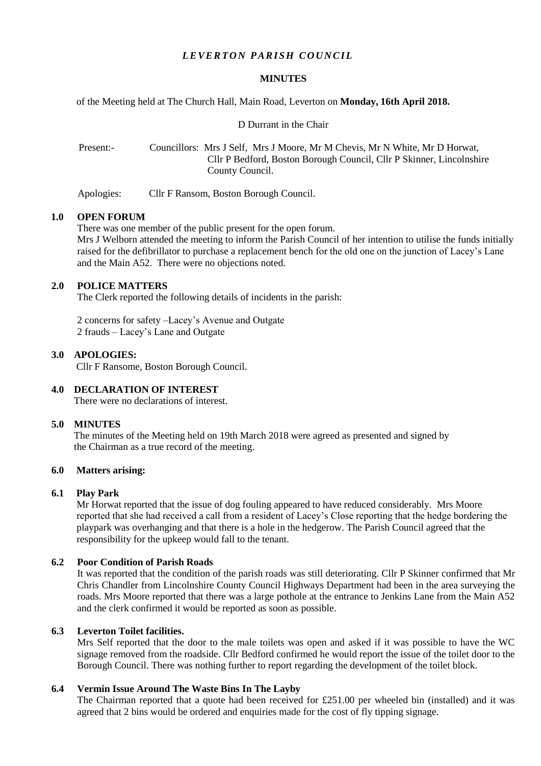# *LEVERTON PARISH COUNCIL*

## MINUTES

of the Meeting held at The Church Hall, Main Road, Leverton on **Monday, 16th April 2018.**

D Durrant in the Chair

Present:- Councillors: Mrs J Self, Mrs J Moore, Mr M Chevis, Mr N White, Mr D Horwat, Cllr P Bedford, Boston Borough Council, Cllr P Skinner, Lincolnshire County Council.

Apologies: Cllr F Ransom, Boston Borough Council.

### 1.0 OPEN FORUM

There was one member of the public present for the open forum.

Mrs J Welborn attended the meeting to inform the Parish Council of her intention to utilise the funds initially raised for the defibrillator to purchase a replacement bench for the old one on the junction of Lacey's Lane and the Main A52. There were no objections noted.

### 2.0 POLICE MATTERS

The Clerk reported the following details of incidents in the parish:

2 concerns for safety –Lacey's Avenue and Outgate
2 frauds – Lacey's Lane and Outgate

### 3.0 APOLOGIES:

Cllr F Ransome, Boston Borough Council.

### 4.0 DECLARATION OF INTEREST

There were no declarations of interest.

### 5.0 MINUTES

The minutes of the Meeting held on 19th March 2018 were agreed as presented and signed by the Chairman as a true record of the meeting.

### 6.0 Matters arising:

### 6.1 Play Park

Mr Horwat reported that the issue of dog fouling appeared to have reduced considerably. Mrs Moore reported that she had received a call from a resident of Lacey's Close reporting that the hedge bordering the playpark was overhanging and that there is a hole in the hedgerow. The Parish Council agreed that the responsibility for the upkeep would fall to the tenant.

### 6.2 Poor Condition of Parish Roads

It was reported that the condition of the parish roads was still deteriorating. Cllr P Skinner confirmed that Mr Chris Chandler from Lincolnshire County Council Highways Department had been in the area surveying the roads. Mrs Moore reported that there was a large pothole at the entrance to Jenkins Lane from the Main A52 and the clerk confirmed it would be reported as soon as possible.

### 6.3 Leverton Toilet facilities.

Mrs Self reported that the door to the male toilets was open and asked if it was possible to have the WC signage removed from the roadside. Cllr Bedford confirmed he would report the issue of the toilet door to the Borough Council. There was nothing further to report regarding the development of the toilet block.

### 6.4 Vermin Issue Around The Waste Bins In The Layby

The Chairman reported that a quote had been received for £251.00 per wheeled bin (installed) and it was agreed that 2 bins would be ordered and enquiries made for the cost of fly tipping signage.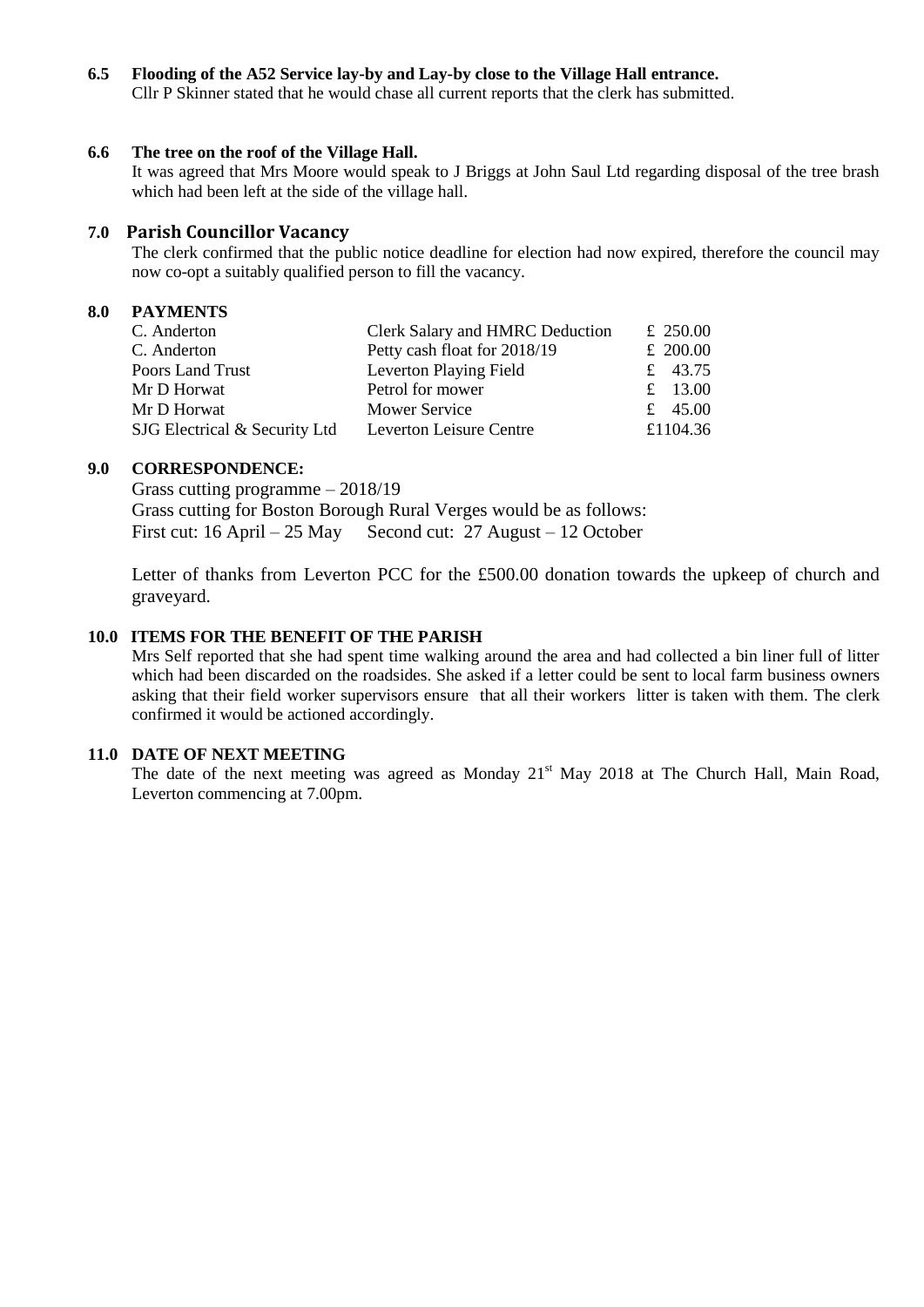**6.5 Flooding of the A52 Service lay-by and Lay-by close to the Village Hall entrance.**

Cllr P Skinner stated that he would chase all current reports that the clerk has submitted.

**6.6 The tree on the roof of the Village Hall.**

It was agreed that Mrs Moore would speak to J Briggs at John Saul Ltd regarding disposal of the tree brash which had been left at the side of the village hall.

## 7.0 Parish Councillor Vacancy

The clerk confirmed that the public notice deadline for election had now expired, therefore the council may now co-opt a suitably qualified person to fill the vacancy.

## 8.0 PAYMENTS

| | | |
|---|---|---|
| C. Anderton | Clerk Salary and HMRC Deduction | £ 250.00 |
| C. Anderton | Petty cash float for 2018/19 | £ 200.00 |
| Poors Land Trust | Leverton Playing Field | £ 43.75 |
| Mr D Horwat | Petrol for mower | £ 13.00 |
| Mr D Horwat | Mower Service | £ 45.00 |
| SJG Electrical & Security Ltd | Leverton Leisure Centre | £1104.36 |

## 9.0 CORRESPONDENCE:

Grass cutting programme – 2018/19

Grass cutting for Boston Borough Rural Verges would be as follows:

First cut: 16 April – 25 May  Second cut: 27 August – 12 October

Letter of thanks from Leverton PCC for the £500.00 donation towards the upkeep of church and graveyard.

## 10.0 ITEMS FOR THE BENEFIT OF THE PARISH

Mrs Self reported that she had spent time walking around the area and had collected a bin liner full of litter which had been discarded on the roadsides. She asked if a letter could be sent to local farm business owners asking that their field worker supervisors ensure that all their workers litter is taken with them. The clerk confirmed it would be actioned accordingly.

## 11.0 DATE OF NEXT MEETING

The date of the next meeting was agreed as Monday 21st May 2018 at The Church Hall, Main Road, Leverton commencing at 7.00pm.